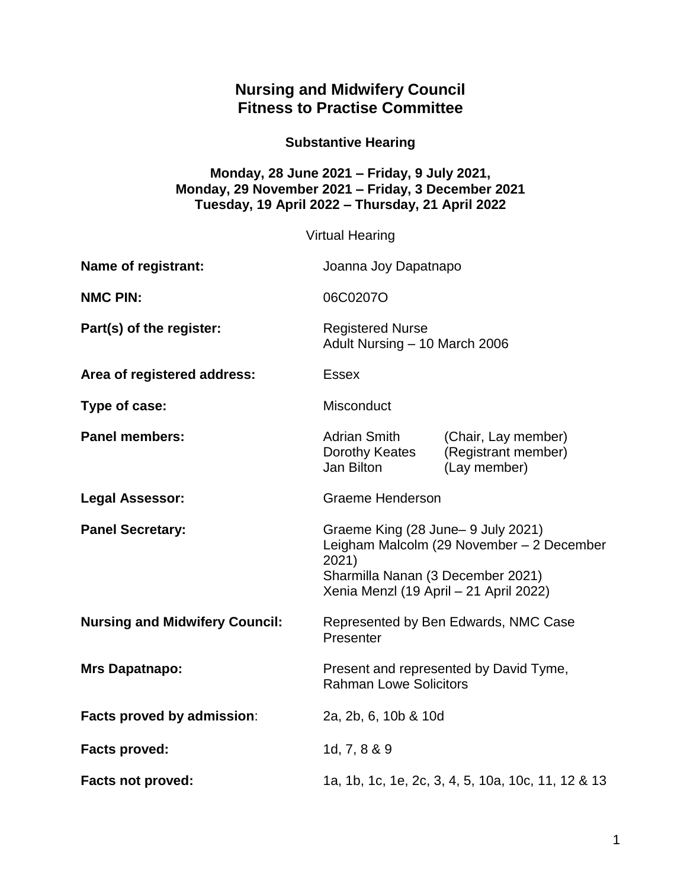# Nursing and Midwifery Council
# Fitness to Practise Committee

### Substantive Hearing

**Monday, 28 June 2021 – Friday, 9 July 2021,**
**Monday, 29 November 2021 – Friday, 3 December 2021**
**Tuesday, 19 April 2022 – Thursday, 21 April 2022**

Virtual Hearing

| | |
|---|---|
| **Name of registrant:** | Joanna Joy Dapatnapo |
| **NMC PIN:** | 06C0207O |
| **Part(s) of the register:** | Registered Nurse<br>Adult Nursing – 10 March 2006 |
| **Area of registered address:** | Essex |
| **Type of case:** | Misconduct |
| **Panel members:** | Adrian Smith (Chair, Lay member)<br>Dorothy Keates (Registrant member)<br>Jan Bilton (Lay member) |
| **Legal Assessor:** | Graeme Henderson |
| **Panel Secretary:** | Graeme King (28 June– 9 July 2021)<br>Leigham Malcolm (29 November – 2 December 2021)<br>Sharmilla Nanan (3 December 2021)<br>Xenia Menzl (19 April – 21 April 2022) |
| **Nursing and Midwifery Council:** | Represented by Ben Edwards, NMC Case Presenter |
| **Mrs Dapatnapo:** | Present and represented by David Tyme, Rahman Lowe Solicitors |
| **Facts proved by admission:** | 2a, 2b, 6, 10b & 10d |
| **Facts proved:** | 1d, 7, 8 & 9 |
| **Facts not proved:** | 1a, 1b, 1c, 1e, 2c, 3, 4, 5, 10a, 10c, 11, 12 & 13 |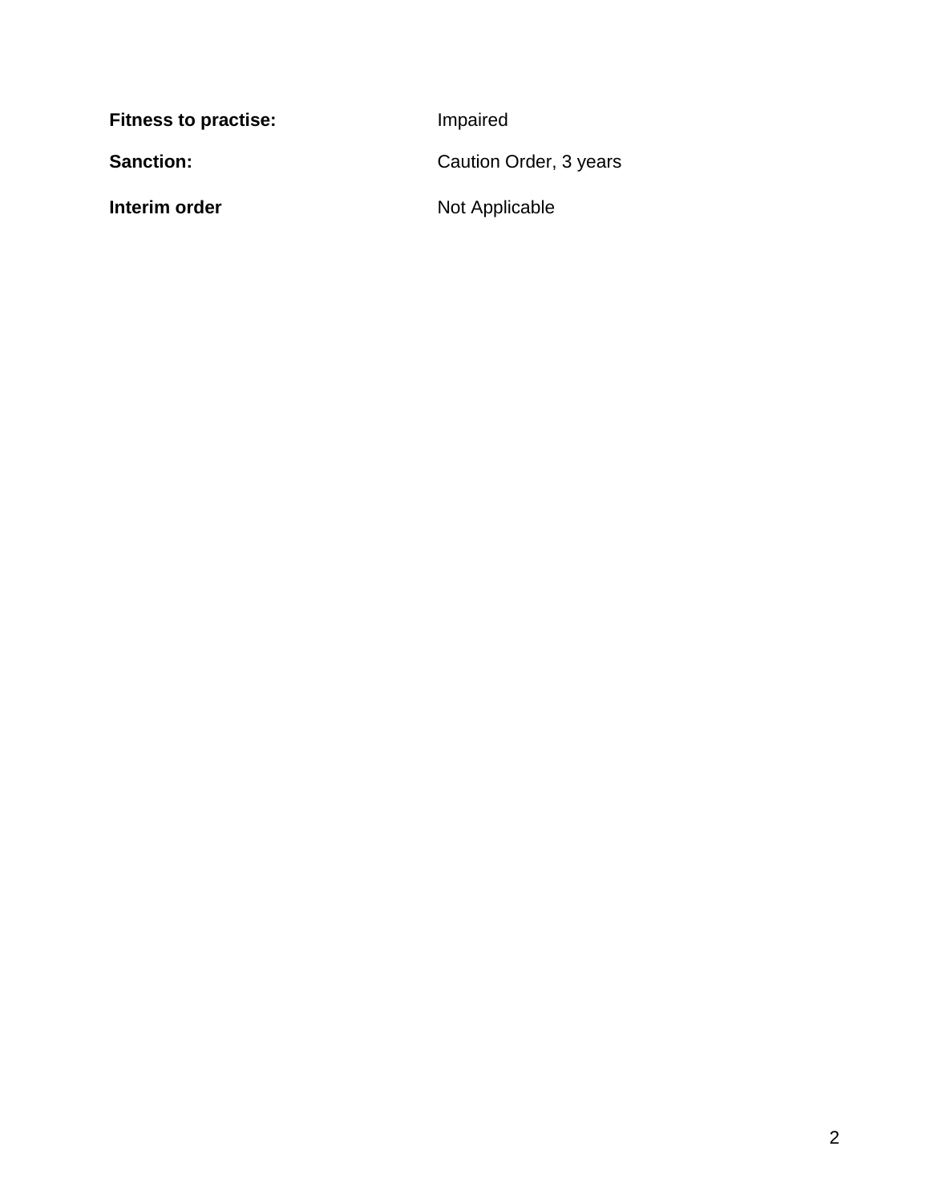**Fitness to practise:** Impaired

**Sanction:** Caution Order, 3 years

**Interim order** Not Applicable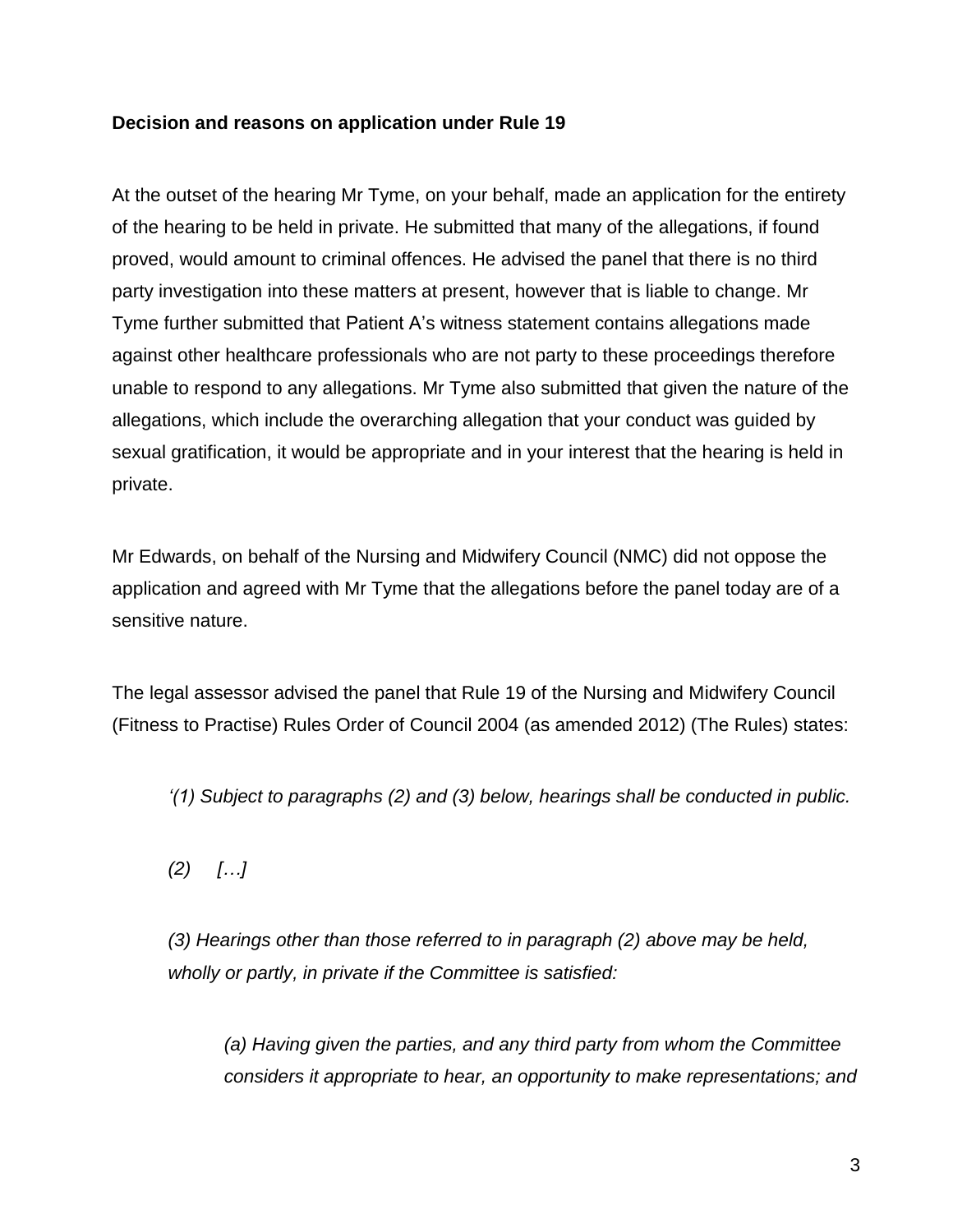**Decision and reasons on application under Rule 19**

At the outset of the hearing Mr Tyme, on your behalf, made an application for the entirety of the hearing to be held in private. He submitted that many of the allegations, if found proved, would amount to criminal offences. He advised the panel that there is no third party investigation into these matters at present, however that is liable to change. Mr Tyme further submitted that Patient A's witness statement contains allegations made against other healthcare professionals who are not party to these proceedings therefore unable to respond to any allegations. Mr Tyme also submitted that given the nature of the allegations, which include the overarching allegation that your conduct was guided by sexual gratification, it would be appropriate and in your interest that the hearing is held in private.

Mr Edwards, on behalf of the Nursing and Midwifery Council (NMC) did not oppose the application and agreed with Mr Tyme that the allegations before the panel today are of a sensitive nature.

The legal assessor advised the panel that Rule 19 of the Nursing and Midwifery Council (Fitness to Practise) Rules Order of Council 2004 (as amended 2012) (The Rules) states:

> *'(1) Subject to paragraphs (2) and (3) below, hearings shall be conducted in public.*
>
> *(2) […]*
>
> *(3) Hearings other than those referred to in paragraph (2) above may be held, wholly or partly, in private if the Committee is satisfied:*
>
> > *(a) Having given the parties, and any third party from whom the Committee considers it appropriate to hear, an opportunity to make representations; and*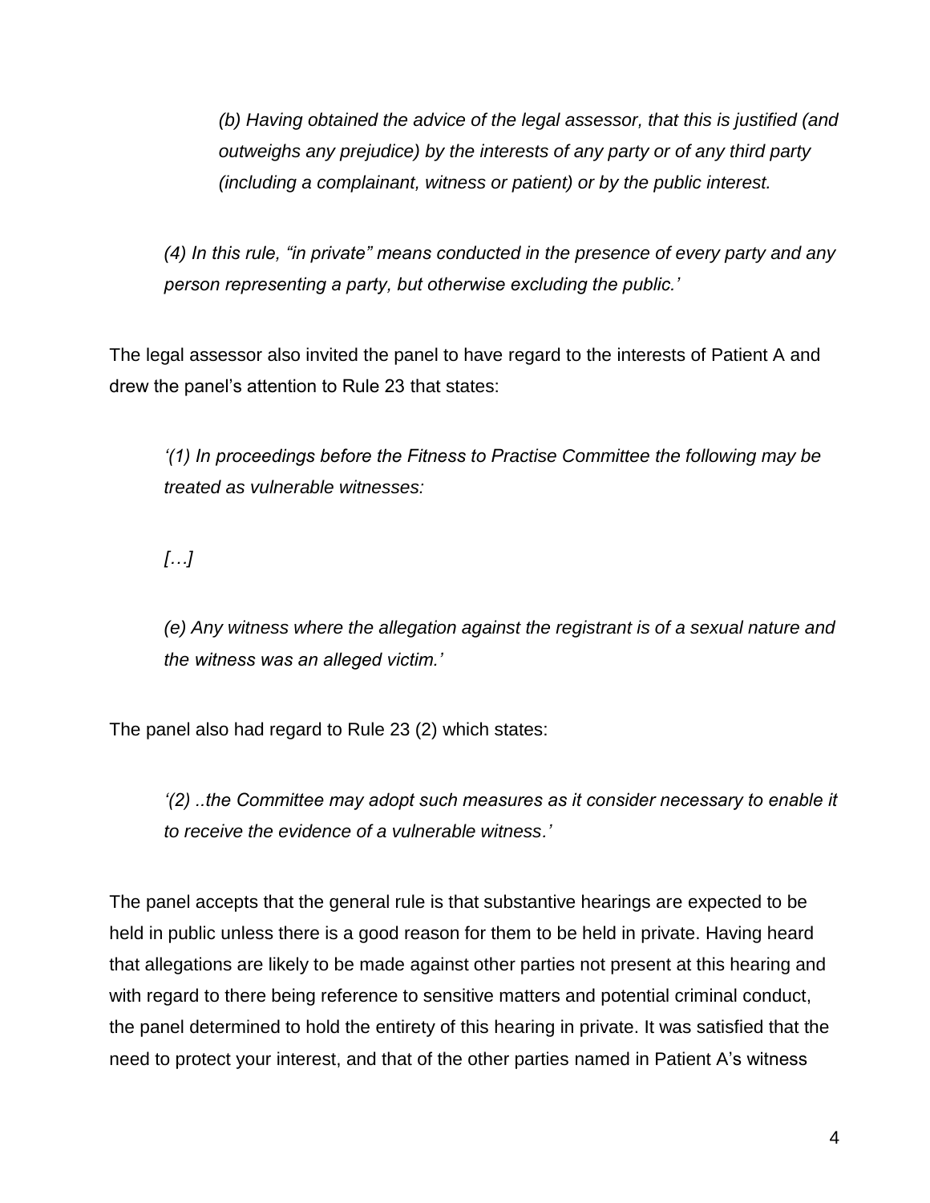*(b) Having obtained the advice of the legal assessor, that this is justified (and outweighs any prejudice) by the interests of any party or of any third party (including a complainant, witness or patient) or by the public interest.*

*(4) In this rule, "in private" means conducted in the presence of every party and any person representing a party, but otherwise excluding the public.'*

The legal assessor also invited the panel to have regard to the interests of Patient A and drew the panel's attention to Rule 23 that states:

*'(1) In proceedings before the Fitness to Practise Committee the following may be treated as vulnerable witnesses:*

*[…]*

*(e) Any witness where the allegation against the registrant is of a sexual nature and the witness was an alleged victim.'*

The panel also had regard to Rule 23 (2) which states:

*'(2) ..the Committee may adopt such measures as it consider necessary to enable it to receive the evidence of a vulnerable witness.'*

The panel accepts that the general rule is that substantive hearings are expected to be held in public unless there is a good reason for them to be held in private. Having heard that allegations are likely to be made against other parties not present at this hearing and with regard to there being reference to sensitive matters and potential criminal conduct, the panel determined to hold the entirety of this hearing in private. It was satisfied that the need to protect your interest, and that of the other parties named in Patient A's witness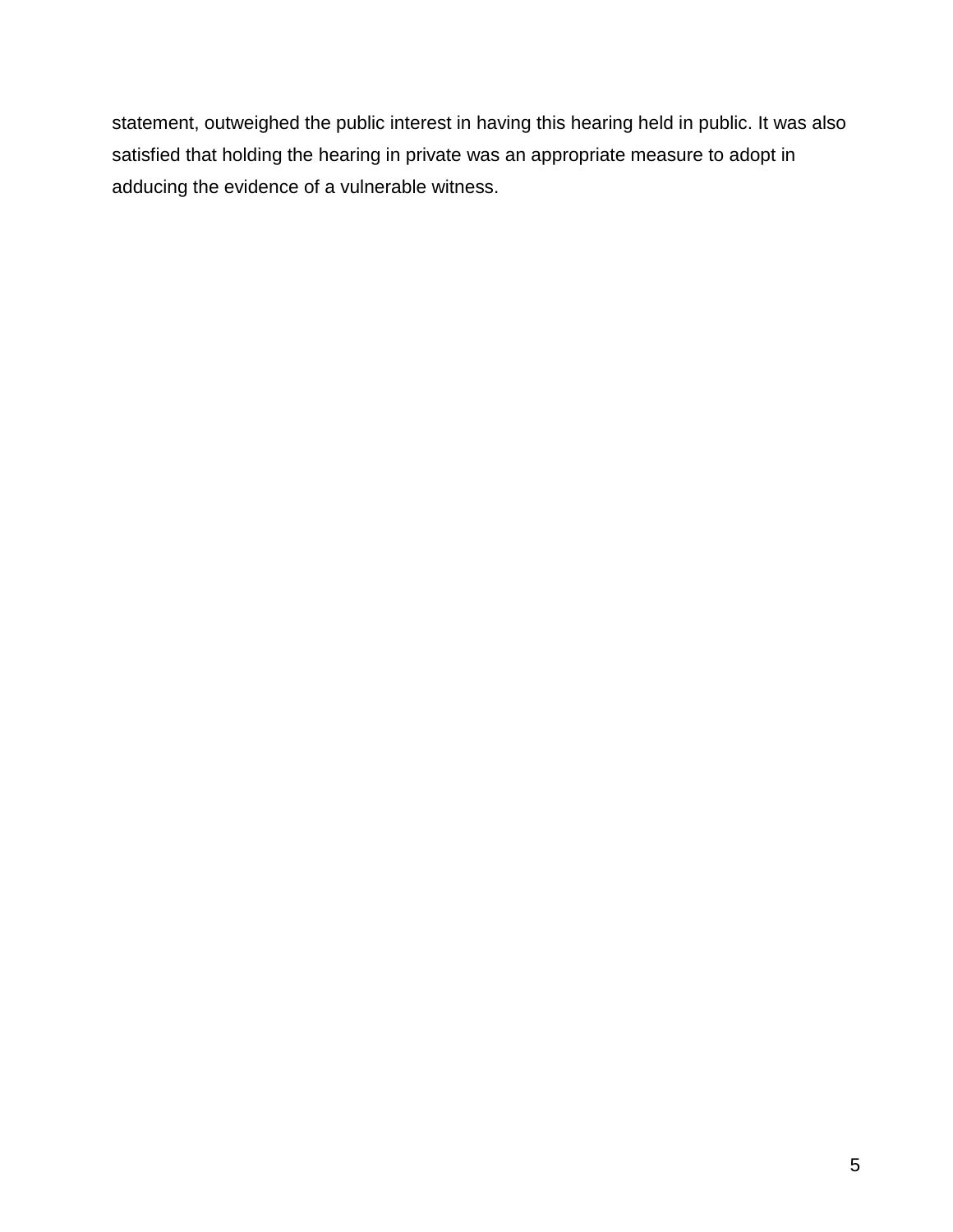statement, outweighed the public interest in having this hearing held in public. It was also satisfied that holding the hearing in private was an appropriate measure to adopt in adducing the evidence of a vulnerable witness.